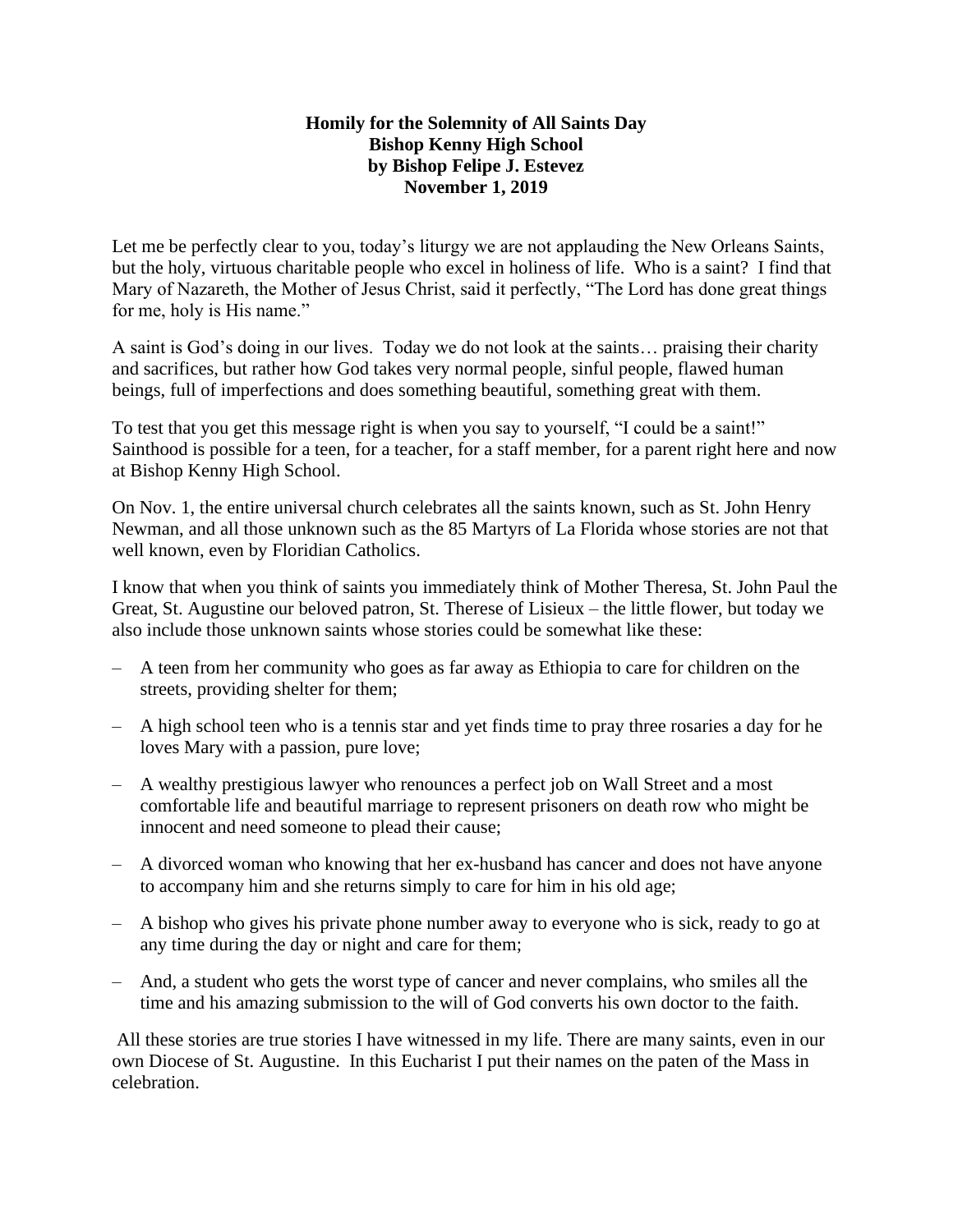**Homily for the Solemnity of All Saints Day**
**Bishop Kenny High School**
**by Bishop Felipe J. Estevez**
**November 1, 2019**

Let me be perfectly clear to you, today's liturgy we are not applauding the New Orleans Saints, but the holy, virtuous charitable people who excel in holiness of life. Who is a saint? I find that Mary of Nazareth, the Mother of Jesus Christ, said it perfectly, "The Lord has done great things for me, holy is His name."

A saint is God's doing in our lives. Today we do not look at the saints… praising their charity and sacrifices, but rather how God takes very normal people, sinful people, flawed human beings, full of imperfections and does something beautiful, something great with them.

To test that you get this message right is when you say to yourself, "I could be a saint!" Sainthood is possible for a teen, for a teacher, for a staff member, for a parent right here and now at Bishop Kenny High School.

On Nov. 1, the entire universal church celebrates all the saints known, such as St. John Henry Newman, and all those unknown such as the 85 Martyrs of La Florida whose stories are not that well known, even by Floridian Catholics.

I know that when you think of saints you immediately think of Mother Theresa, St. John Paul the Great, St. Augustine our beloved patron, St. Therese of Lisieux – the little flower, but today we also include those unknown saints whose stories could be somewhat like these:

- A teen from her community who goes as far away as Ethiopia to care for children on the streets, providing shelter for them;
- A high school teen who is a tennis star and yet finds time to pray three rosaries a day for he loves Mary with a passion, pure love;
- A wealthy prestigious lawyer who renounces a perfect job on Wall Street and a most comfortable life and beautiful marriage to represent prisoners on death row who might be innocent and need someone to plead their cause;
- A divorced woman who knowing that her ex-husband has cancer and does not have anyone to accompany him and she returns simply to care for him in his old age;
- A bishop who gives his private phone number away to everyone who is sick, ready to go at any time during the day or night and care for them;
- And, a student who gets the worst type of cancer and never complains, who smiles all the time and his amazing submission to the will of God converts his own doctor to the faith.

All these stories are true stories I have witnessed in my life. There are many saints, even in our own Diocese of St. Augustine. In this Eucharist I put their names on the paten of the Mass in celebration.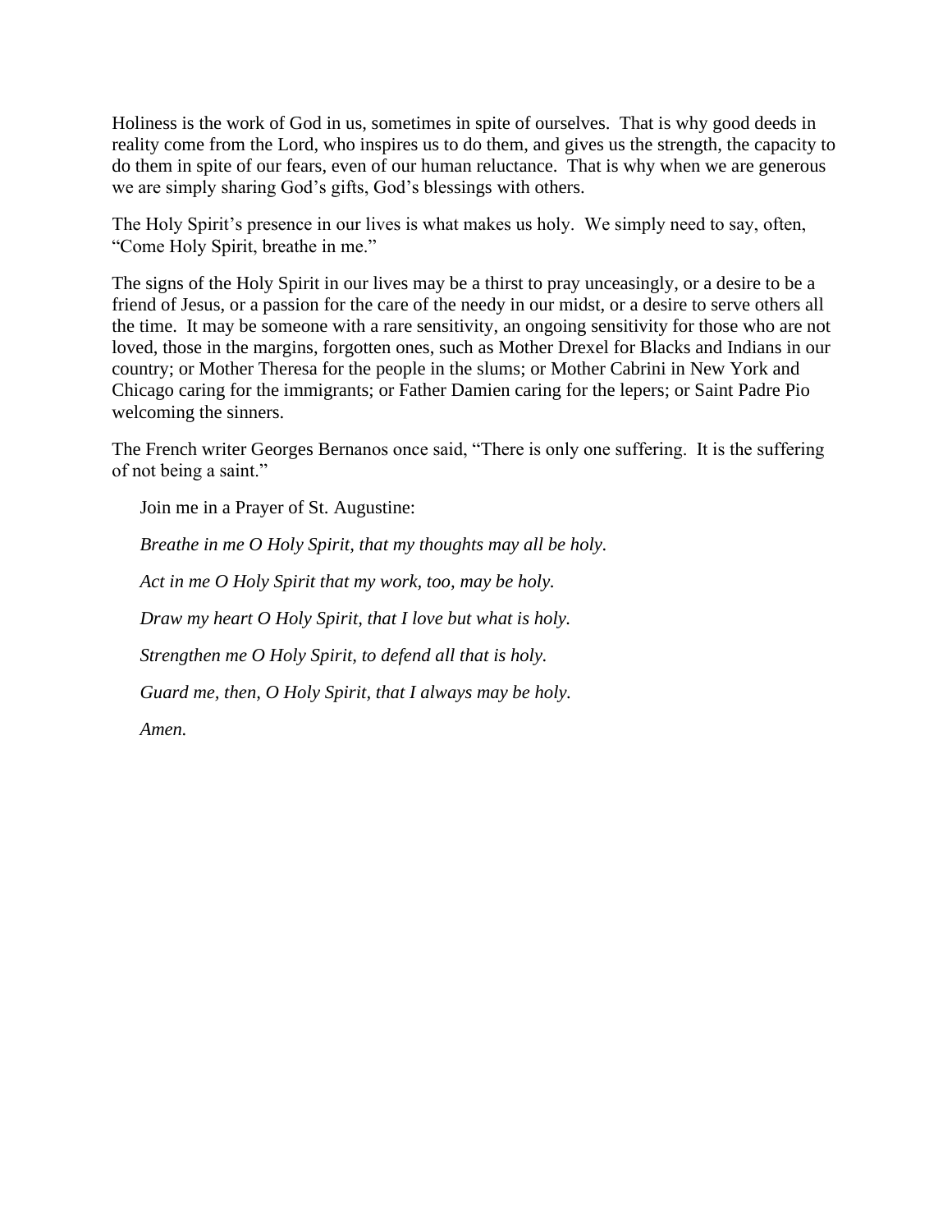Holiness is the work of God in us, sometimes in spite of ourselves. That is why good deeds in reality come from the Lord, who inspires us to do them, and gives us the strength, the capacity to do them in spite of our fears, even of our human reluctance. That is why when we are generous we are simply sharing God's gifts, God's blessings with others.

The Holy Spirit's presence in our lives is what makes us holy. We simply need to say, often, "Come Holy Spirit, breathe in me."

The signs of the Holy Spirit in our lives may be a thirst to pray unceasingly, or a desire to be a friend of Jesus, or a passion for the care of the needy in our midst, or a desire to serve others all the time. It may be someone with a rare sensitivity, an ongoing sensitivity for those who are not loved, those in the margins, forgotten ones, such as Mother Drexel for Blacks and Indians in our country; or Mother Theresa for the people in the slums; or Mother Cabrini in New York and Chicago caring for the immigrants; or Father Damien caring for the lepers; or Saint Padre Pio welcoming the sinners.

The French writer Georges Bernanos once said, "There is only one suffering. It is the suffering of not being a saint."

Join me in a Prayer of St. Augustine:

*Breathe in me O Holy Spirit, that my thoughts may all be holy.*

*Act in me O Holy Spirit that my work, too, may be holy.*

*Draw my heart O Holy Spirit, that I love but what is holy.*

*Strengthen me O Holy Spirit, to defend all that is holy.*

*Guard me, then, O Holy Spirit, that I always may be holy.*

*Amen.*